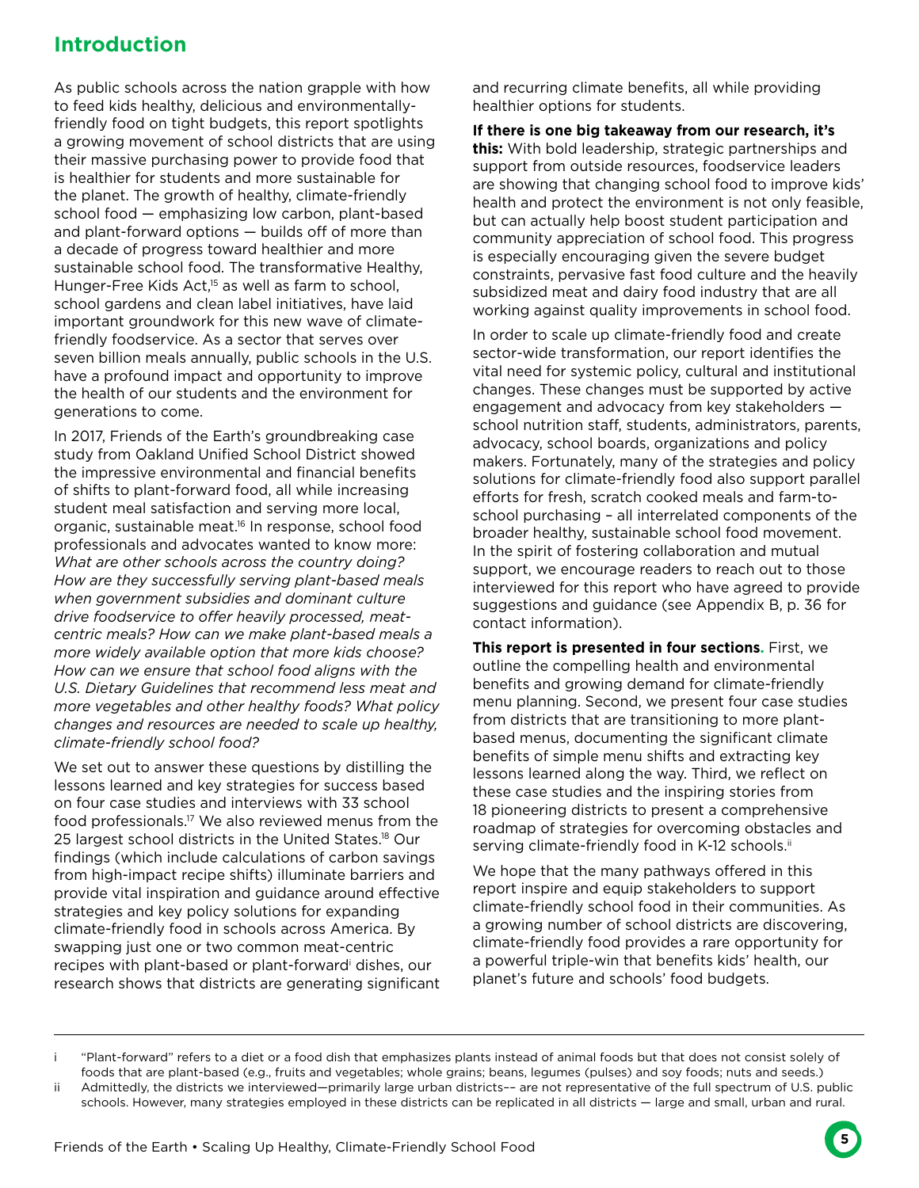## Introduction

As public schools across the nation grapple with how to feed kids healthy, delicious and environmentally-friendly food on tight budgets, this report spotlights a growing movement of school districts that are using their massive purchasing power to provide food that is healthier for students and more sustainable for the planet. The growth of healthy, climate-friendly school food — emphasizing low carbon, plant-based and plant-forward options — builds off of more than a decade of progress toward healthier and more sustainable school food. The transformative Healthy, Hunger-Free Kids Act,[15] as well as farm to school, school gardens and clean label initiatives, have laid important groundwork for this new wave of climate-friendly foodservice. As a sector that serves over seven billion meals annually, public schools in the U.S. have a profound impact and opportunity to improve the health of our students and the environment for generations to come.

In 2017, Friends of the Earth's groundbreaking case study from Oakland Unified School District showed the impressive environmental and financial benefits of shifts to plant-forward food, all while increasing student meal satisfaction and serving more local, organic, sustainable meat.[16] In response, school food professionals and advocates wanted to know more: *What are other schools across the country doing? How are they successfully serving plant-based meals when government subsidies and dominant culture drive foodservice to offer heavily processed, meat-centric meals? How can we make plant-based meals a more widely available option that more kids choose? How can we ensure that school food aligns with the U.S. Dietary Guidelines that recommend less meat and more vegetables and other healthy foods? What policy changes and resources are needed to scale up healthy, climate-friendly school food?*

We set out to answer these questions by distilling the lessons learned and key strategies for success based on four case studies and interviews with 33 school food professionals.[17] We also reviewed menus from the 25 largest school districts in the United States.[18] Our findings (which include calculations of carbon savings from high-impact recipe shifts) illuminate barriers and provide vital inspiration and guidance around effective strategies and key policy solutions for expanding climate-friendly food in schools across America. By swapping just one or two common meat-centric recipes with plant-based or plant-forward[i] dishes, our research shows that districts are generating significant and recurring climate benefits, all while providing healthier options for students.

**If there is one big takeaway from our research, it's this:** With bold leadership, strategic partnerships and support from outside resources, foodservice leaders are showing that changing school food to improve kids' health and protect the environment is not only feasible, but can actually help boost student participation and community appreciation of school food. This progress is especially encouraging given the severe budget constraints, pervasive fast food culture and the heavily subsidized meat and dairy food industry that are all working against quality improvements in school food.

In order to scale up climate-friendly food and create sector-wide transformation, our report identifies the vital need for systemic policy, cultural and institutional changes. These changes must be supported by active engagement and advocacy from key stakeholders — school nutrition staff, students, administrators, parents, advocacy, school boards, organizations and policy makers. Fortunately, many of the strategies and policy solutions for climate-friendly food also support parallel efforts for fresh, scratch cooked meals and farm-to-school purchasing – all interrelated components of the broader healthy, sustainable school food movement. In the spirit of fostering collaboration and mutual support, we encourage readers to reach out to those interviewed for this report who have agreed to provide suggestions and guidance (see Appendix B, p. 36 for contact information).

**This report is presented in four sections.** First, we outline the compelling health and environmental benefits and growing demand for climate-friendly menu planning. Second, we present four case studies from districts that are transitioning to more plant-based menus, documenting the significant climate benefits of simple menu shifts and extracting key lessons learned along the way. Third, we reflect on these case studies and the inspiring stories from 18 pioneering districts to present a comprehensive roadmap of strategies for overcoming obstacles and serving climate-friendly food in K-12 schools.[ii]

We hope that the many pathways offered in this report inspire and equip stakeholders to support climate-friendly school food in their communities. As a growing number of school districts are discovering, climate-friendly food provides a rare opportunity for a powerful triple-win that benefits kids' health, our planet's future and schools' food budgets.

---

i "Plant-forward" refers to a diet or a food dish that emphasizes plants instead of animal foods but that does not consist solely of foods that are plant-based (e.g., fruits and vegetables; whole grains; beans, legumes (pulses) and soy foods; nuts and seeds.)

ii Admittedly, the districts we interviewed—primarily large urban districts–– are not representative of the full spectrum of U.S. public schools. However, many strategies employed in these districts can be replicated in all districts — large and small, urban and rural.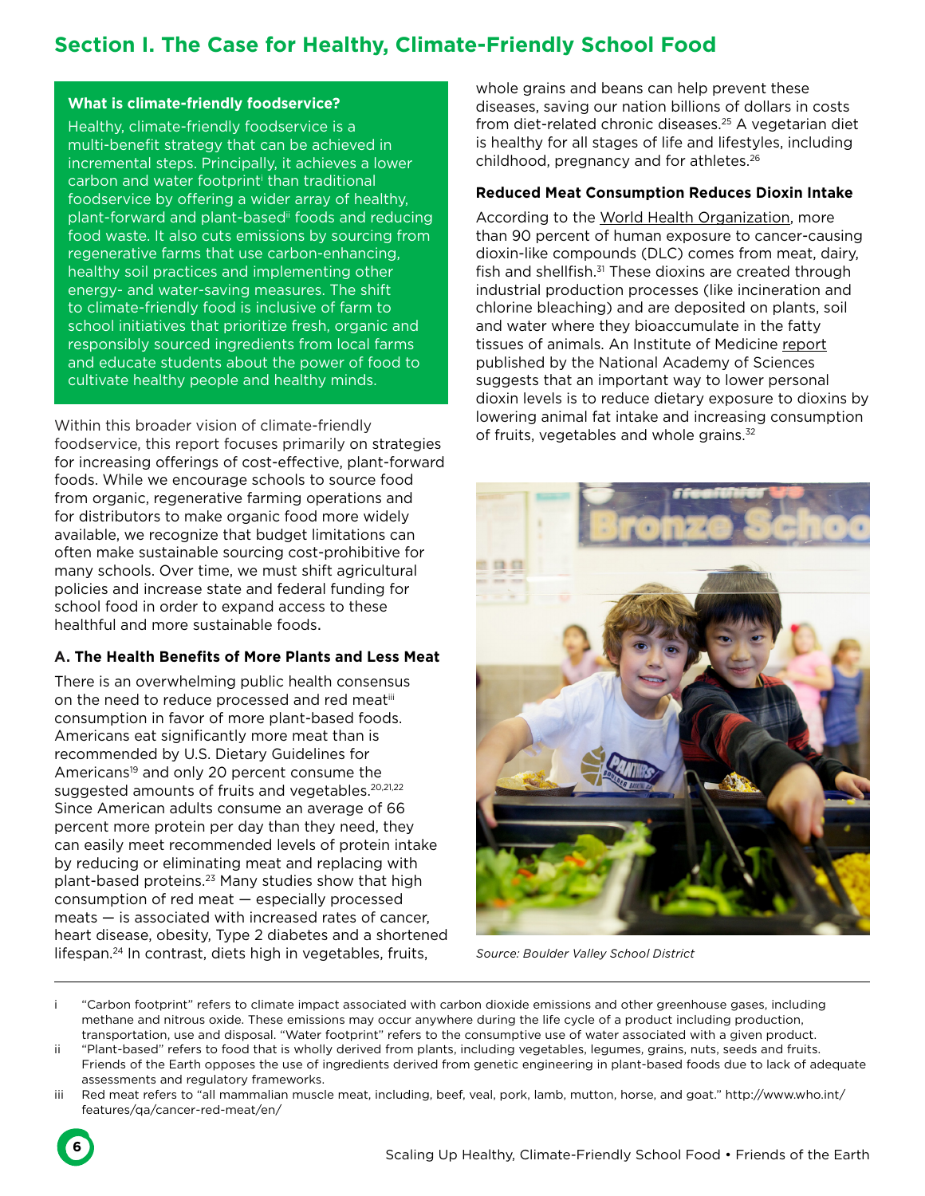## Section I. The Case for Healthy, Climate-Friendly School Food

**What is climate-friendly foodservice?**

Healthy, climate-friendly foodservice is a multi-benefit strategy that can be achieved in incremental steps. Principally, it achieves a lower carbon and water footprint[i] than traditional foodservice by offering a wider array of healthy, plant-forward and plant-based[ii] foods and reducing food waste. It also cuts emissions by sourcing from regenerative farms that use carbon-enhancing, healthy soil practices and implementing other energy- and water-saving measures. The shift to climate-friendly food is inclusive of farm to school initiatives that prioritize fresh, organic and responsibly sourced ingredients from local farms and educate students about the power of food to cultivate healthy people and healthy minds.

Within this broader vision of climate-friendly foodservice, this report focuses primarily on strategies for increasing offerings of cost-effective, plant-forward foods. While we encourage schools to source food from organic, regenerative farming operations and for distributors to make organic food more widely available, we recognize that budget limitations can often make sustainable sourcing cost-prohibitive for many schools. Over time, we must shift agricultural policies and increase state and federal funding for school food in order to expand access to these healthful and more sustainable foods.

### A. The Health Benefits of More Plants and Less Meat

There is an overwhelming public health consensus on the need to reduce processed and red meat[iii] consumption in favor of more plant-based foods. Americans eat significantly more meat than is recommended by U.S. Dietary Guidelines for Americans[19] and only 20 percent consume the suggested amounts of fruits and vegetables.[20,21,22] Since American adults consume an average of 66 percent more protein per day than they need, they can easily meet recommended levels of protein intake by reducing or eliminating meat and replacing with plant-based proteins.[23] Many studies show that high consumption of red meat — especially processed meats — is associated with increased rates of cancer, heart disease, obesity, Type 2 diabetes and a shortened lifespan.[24] In contrast, diets high in vegetables, fruits, whole grains and beans can help prevent these diseases, saving our nation billions of dollars in costs from diet-related chronic diseases.[25] A vegetarian diet is healthy for all stages of life and lifestyles, including childhood, pregnancy and for athletes.[26]

**Reduced Meat Consumption Reduces Dioxin Intake**

According to the World Health Organization, more than 90 percent of human exposure to cancer-causing dioxin-like compounds (DLC) comes from meat, dairy, fish and shellfish.[31] These dioxins are created through industrial production processes (like incineration and chlorine bleaching) and are deposited on plants, soil and water where they bioaccumulate in the fatty tissues of animals. An Institute of Medicine report published by the National Academy of Sciences suggests that an important way to lower personal dioxin levels is to reduce dietary exposure to dioxins by lowering animal fat intake and increasing consumption of fruits, vegetables and whole grains.[32]

*Source: Boulder Valley School District*

---

i "Carbon footprint" refers to climate impact associated with carbon dioxide emissions and other greenhouse gases, including methane and nitrous oxide. These emissions may occur anywhere during the life cycle of a product including production, transportation, use and disposal. "Water footprint" refers to the consumptive use of water associated with a given product.

ii "Plant-based" refers to food that is wholly derived from plants, including vegetables, legumes, grains, nuts, seeds and fruits. Friends of the Earth opposes the use of ingredients derived from genetic engineering in plant-based foods due to lack of adequate assessments and regulatory frameworks.

iii Red meat refers to "all mammalian muscle meat, including, beef, veal, pork, lamb, mutton, horse, and goat." http://www.who.int/features/qa/cancer-red-meat/en/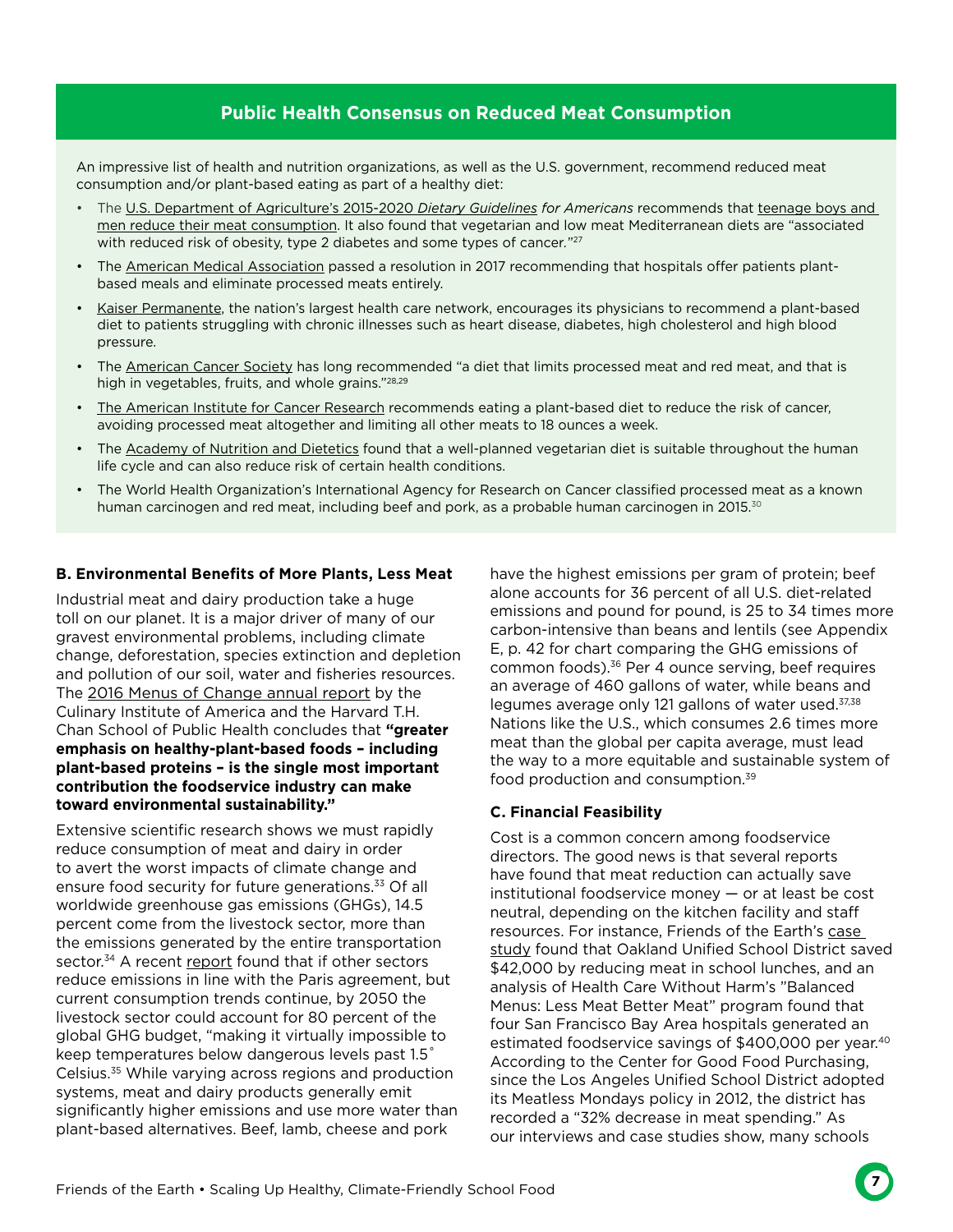## Public Health Consensus on Reduced Meat Consumption

An impressive list of health and nutrition organizations, as well as the U.S. government, recommend reduced meat consumption and/or plant-based eating as part of a healthy diet:

- The U.S. Department of Agriculture's 2015-2020 *Dietary Guidelines for Americans* recommends that teenage boys and men reduce their meat consumption. It also found that vegetarian and low meat Mediterranean diets are "associated with reduced risk of obesity, type 2 diabetes and some types of cancer."[27]
- The American Medical Association passed a resolution in 2017 recommending that hospitals offer patients plant-based meals and eliminate processed meats entirely.
- Kaiser Permanente, the nation's largest health care network, encourages its physicians to recommend a plant-based diet to patients struggling with chronic illnesses such as heart disease, diabetes, high cholesterol and high blood pressure.
- The American Cancer Society has long recommended "a diet that limits processed meat and red meat, and that is high in vegetables, fruits, and whole grains."[28,29]
- The American Institute for Cancer Research recommends eating a plant-based diet to reduce the risk of cancer, avoiding processed meat altogether and limiting all other meats to 18 ounces a week.
- The Academy of Nutrition and Dietetics found that a well-planned vegetarian diet is suitable throughout the human life cycle and can also reduce risk of certain health conditions.
- The World Health Organization's International Agency for Research on Cancer classified processed meat as a known human carcinogen and red meat, including beef and pork, as a probable human carcinogen in 2015.[30]

### B. Environmental Benefits of More Plants, Less Meat

Industrial meat and dairy production take a huge toll on our planet. It is a major driver of many of our gravest environmental problems, including climate change, deforestation, species extinction and depletion and pollution of our soil, water and fisheries resources. The 2016 Menus of Change annual report by the Culinary Institute of America and the Harvard T.H. Chan School of Public Health concludes that **"greater emphasis on healthy-plant-based foods – including plant-based proteins – is the single most important contribution the foodservice industry can make toward environmental sustainability."**

Extensive scientific research shows we must rapidly reduce consumption of meat and dairy in order to avert the worst impacts of climate change and ensure food security for future generations.[33] Of all worldwide greenhouse gas emissions (GHGs), 14.5 percent come from the livestock sector, more than the emissions generated by the entire transportation sector.[34] A recent report found that if other sectors reduce emissions in line with the Paris agreement, but current consumption trends continue, by 2050 the livestock sector could account for 80 percent of the global GHG budget, "making it virtually impossible to keep temperatures below dangerous levels past 1.5˚ Celsius.[35] While varying across regions and production systems, meat and dairy products generally emit significantly higher emissions and use more water than plant-based alternatives. Beef, lamb, cheese and pork have the highest emissions per gram of protein; beef alone accounts for 36 percent of all U.S. diet-related emissions and pound for pound, is 25 to 34 times more carbon-intensive than beans and lentils (see Appendix E, p. 42 for chart comparing the GHG emissions of common foods).[36] Per 4 ounce serving, beef requires an average of 460 gallons of water, while beans and legumes average only 121 gallons of water used.[37,38] Nations like the U.S., which consumes 2.6 times more meat than the global per capita average, must lead the way to a more equitable and sustainable system of food production and consumption.[39]

### C. Financial Feasibility

Cost is a common concern among foodservice directors. The good news is that several reports have found that meat reduction can actually save institutional foodservice money — or at least be cost neutral, depending on the kitchen facility and staff resources. For instance, Friends of the Earth's case study found that Oakland Unified School District saved $42,000 by reducing meat in school lunches, and an analysis of Health Care Without Harm's "Balanced Menus: Less Meat Better Meat" program found that four San Francisco Bay Area hospitals generated an estimated foodservice savings of $400,000 per year.[40] According to the Center for Good Food Purchasing, since the Los Angeles Unified School District adopted its Meatless Mondays policy in 2012, the district has recorded a "32% decrease in meat spending." As our interviews and case studies show, many schools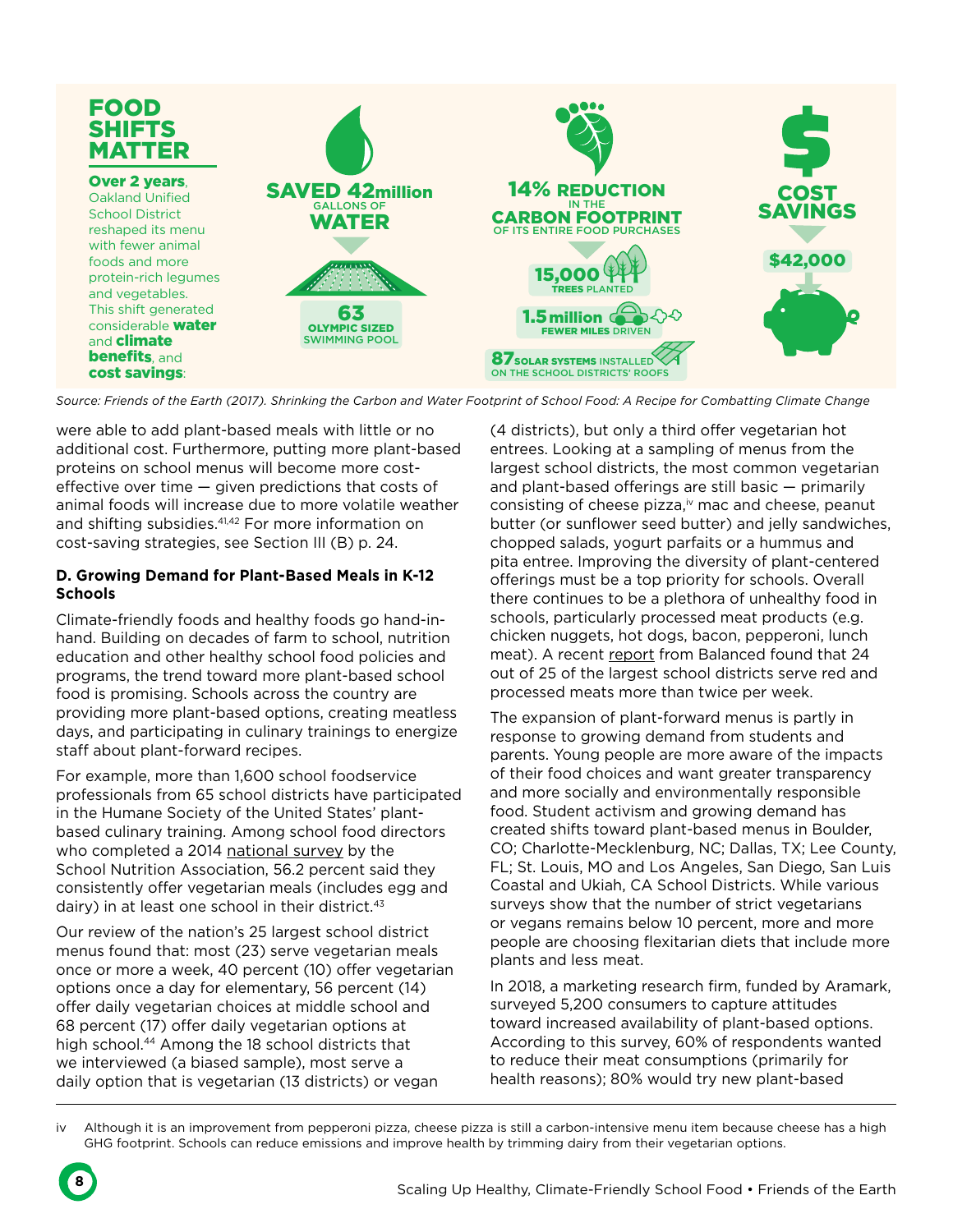## FOOD SHIFTS MATTER

**Over 2 years**, Oakland Unified School District reshaped its menu with fewer animal foods and more protein-rich legumes and vegetables. This shift generated considerable **water** and **climate benefits**, and **cost savings**:

**SAVED 42million** GALLONS OF **WATER**

**63** OLYMPIC SIZED SWIMMING POOL

**14% REDUCTION** IN THE **CARBON FOOTPRINT** OF ITS ENTIRE FOOD PURCHASES

**15,000** TREES PLANTED

**1.5million** FEWER MILES DRIVEN

**87** SOLAR SYSTEMS INSTALLED ON THE SCHOOL DISTRICTS' ROOFS

**COST SAVINGS**

**$42,000**

*Source: Friends of the Earth (2017). Shrinking the Carbon and Water Footprint of School Food: A Recipe for Combatting Climate Change*

were able to add plant-based meals with little or no additional cost. Furthermore, putting more plant-based proteins on school menus will become more cost-effective over time — given predictions that costs of animal foods will increase due to more volatile weather and shifting subsidies.[41,42] For more information on cost-saving strategies, see Section III (B) p. 24.

### D. Growing Demand for Plant-Based Meals in K-12 Schools

Climate-friendly foods and healthy foods go hand-in-hand. Building on decades of farm to school, nutrition education and other healthy school food policies and programs, the trend toward more plant-based school food is promising. Schools across the country are providing more plant-based options, creating meatless days, and participating in culinary trainings to energize staff about plant-forward recipes.

For example, more than 1,600 school foodservice professionals from 65 school districts have participated in the Humane Society of the United States' plant-based culinary training. Among school food directors who completed a 2014 national survey by the School Nutrition Association, 56.2 percent said they consistently offer vegetarian meals (includes egg and dairy) in at least one school in their district.[43]

Our review of the nation's 25 largest school district menus found that: most (23) serve vegetarian meals once or more a week, 40 percent (10) offer vegetarian options once a day for elementary, 56 percent (14) offer daily vegetarian choices at middle school and 68 percent (17) offer daily vegetarian options at high school.[44] Among the 18 school districts that we interviewed (a biased sample), most serve a daily option that is vegetarian (13 districts) or vegan (4 districts), but only a third offer vegetarian hot entrees. Looking at a sampling of menus from the largest school districts, the most common vegetarian and plant-based offerings are still basic — primarily consisting of cheese pizza,[iv] mac and cheese, peanut butter (or sunflower seed butter) and jelly sandwiches, chopped salads, yogurt parfaits or a hummus and pita entree. Improving the diversity of plant-centered offerings must be a top priority for schools. Overall there continues to be a plethora of unhealthy food in schools, particularly processed meat products (e.g. chicken nuggets, hot dogs, bacon, pepperoni, lunch meat). A recent report from Balanced found that 24 out of 25 of the largest school districts serve red and processed meats more than twice per week.

The expansion of plant-forward menus is partly in response to growing demand from students and parents. Young people are more aware of the impacts of their food choices and want greater transparency and more socially and environmentally responsible food. Student activism and growing demand has created shifts toward plant-based menus in Boulder, CO; Charlotte-Mecklenburg, NC; Dallas, TX; Lee County, FL; St. Louis, MO and Los Angeles, San Diego, San Luis Coastal and Ukiah, CA School Districts. While various surveys show that the number of strict vegetarians or vegans remains below 10 percent, more and more people are choosing flexitarian diets that include more plants and less meat.

In 2018, a marketing research firm, funded by Aramark, surveyed 5,200 consumers to capture attitudes toward increased availability of plant-based options. According to this survey, 60% of respondents wanted to reduce their meat consumptions (primarily for health reasons); 80% would try new plant-based

iv Although it is an improvement from pepperoni pizza, cheese pizza is still a carbon-intensive menu item because cheese has a high GHG footprint. Schools can reduce emissions and improve health by trimming dairy from their vegetarian options.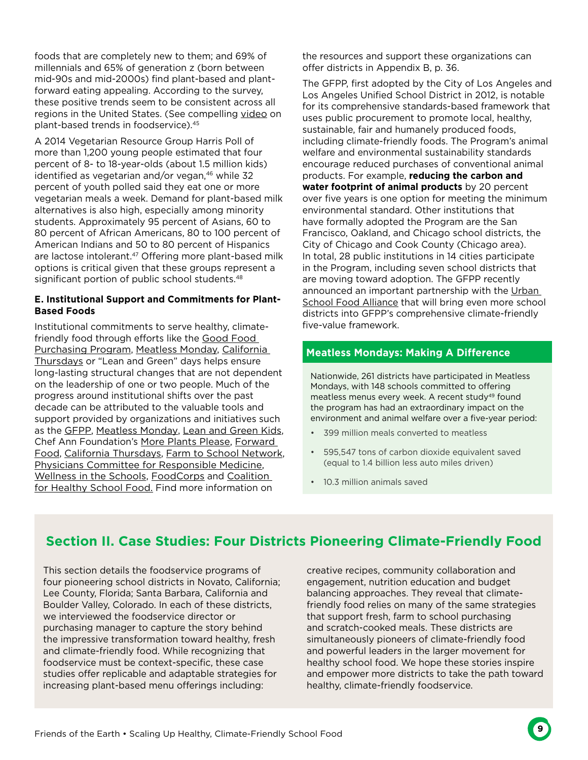foods that are completely new to them; and 69% of millennials and 65% of generation z (born between mid-90s and mid-2000s) find plant-based and plant-forward eating appealing. According to the survey, these positive trends seem to be consistent across all regions in the United States. (See compelling video on plant-based trends in foodservice).[45]

A 2014 Vegetarian Resource Group Harris Poll of more than 1,200 young people estimated that four percent of 8- to 18-year-olds (about 1.5 million kids) identified as vegetarian and/or vegan,[46] while 32 percent of youth polled said they eat one or more vegetarian meals a week. Demand for plant-based milk alternatives is also high, especially among minority students. Approximately 95 percent of Asians, 60 to 80 percent of African Americans, 80 to 100 percent of American Indians and 50 to 80 percent of Hispanics are lactose intolerant.[47] Offering more plant-based milk options is critical given that these groups represent a significant portion of public school students.[48]

### E. Institutional Support and Commitments for Plant-Based Foods

Institutional commitments to serve healthy, climate-friendly food through efforts like the Good Food Purchasing Program, Meatless Monday, California Thursdays or "Lean and Green" days helps ensure long-lasting structural changes that are not dependent on the leadership of one or two people. Much of the progress around institutional shifts over the past decade can be attributed to the valuable tools and support provided by organizations and initiatives such as the GFPP, Meatless Monday, Lean and Green Kids, Chef Ann Foundation's More Plants Please, Forward Food, California Thursdays, Farm to School Network, Physicians Committee for Responsible Medicine, Wellness in the Schools, FoodCorps and Coalition for Healthy School Food. Find more information on the resources and support these organizations can offer districts in Appendix B, p. 36.

The GFPP, first adopted by the City of Los Angeles and Los Angeles Unified School District in 2012, is notable for its comprehensive standards-based framework that uses public procurement to promote local, healthy, sustainable, fair and humanely produced foods, including climate-friendly foods. The Program's animal welfare and environmental sustainability standards encourage reduced purchases of conventional animal products. For example, **reducing the carbon and water footprint of animal products** by 20 percent over five years is one option for meeting the minimum environmental standard. Other institutions that have formally adopted the Program are the San Francisco, Oakland, and Chicago school districts, the City of Chicago and Cook County (Chicago area). In total, 28 public institutions in 14 cities participate in the Program, including seven school districts that are moving toward adoption. The GFPP recently announced an important partnership with the Urban School Food Alliance that will bring even more school districts into GFPP's comprehensive climate-friendly five-value framework.

**Meatless Mondays: Making A Difference**

Nationwide, 261 districts have participated in Meatless Mondays, with 148 schools committed to offering meatless menus every week. A recent study[49] found the program has had an extraordinary impact on the environment and animal welfare over a five-year period:

- 399 million meals converted to meatless
- 595,547 tons of carbon dioxide equivalent saved (equal to 1.4 billion less auto miles driven)
- 10.3 million animals saved

## Section II. Case Studies: Four Districts Pioneering Climate-Friendly Food

This section details the foodservice programs of four pioneering school districts in Novato, California; Lee County, Florida; Santa Barbara, California and Boulder Valley, Colorado. In each of these districts, we interviewed the foodservice director or purchasing manager to capture the story behind the impressive transformation toward healthy, fresh and climate-friendly food. While recognizing that foodservice must be context-specific, these case studies offer replicable and adaptable strategies for increasing plant-based menu offerings including: creative recipes, community collaboration and engagement, nutrition education and budget balancing approaches. They reveal that climate-friendly food relies on many of the same strategies that support fresh, farm to school purchasing and scratch-cooked meals. These districts are simultaneously pioneers of climate-friendly food and powerful leaders in the larger movement for healthy school food. We hope these stories inspire and empower more districts to take the path toward healthy, climate-friendly foodservice.